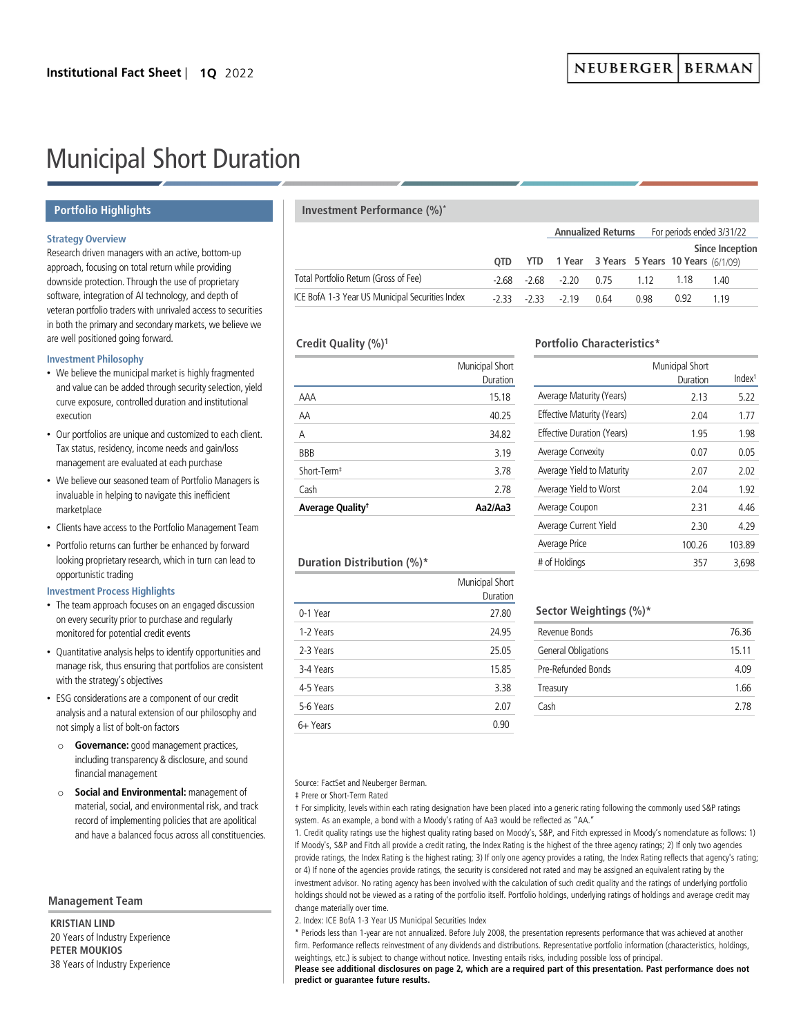Institutional Fact Sheet | **1Q** 2022

NEUBERGER | BERMAN

# Municipal Short Duration

## Portfolio Highlights

### Strategy Overview

Research driven managers with an active, bottom-up approach, focusing on total return while providing downside protection. Through the use of proprietary software, integration of AI technology, and depth of veteran portfolio traders with unrivaled access to securities in both the primary and secondary markets, we believe we are well positioned going forward.

### Investment Philosophy

- We believe the municipal market is highly fragmented and value can be added through security selection, yield curve exposure, controlled duration and institutional execution
- Our portfolios are unique and customized to each client. Tax status, residency, income needs and gain/loss management are evaluated at each purchase
- We believe our seasoned team of Portfolio Managers is invaluable in helping to navigate this inefficient marketplace
- Clients have access to the Portfolio Management Team
- Portfolio returns can further be enhanced by forward looking proprietary research, which in turn can lead to opportunistic trading

### Investment Process Highlights

- The team approach focuses on an engaged discussion on every security prior to purchase and regularly monitored for potential credit events
- Quantitative analysis helps to identify opportunities and manage risk, thus ensuring that portfolios are consistent with the strategy's objectives
- ESG considerations are a component of our credit analysis and a natural extension of our philosophy and not simply a list of bolt-on factors
  - **Governance:** good management practices, including transparency & disclosure, and sound financial management
  - **Social and Environmental:** management of material, social, and environmental risk, and track record of implementing policies that are apolitical and have a balanced focus across all constituencies.

## Management Team

**KRISTIAN LIND**
20 Years of Industry Experience

**PETER MOUKIOS**
38 Years of Industry Experience

## Investment Performance (%)*

| | | | Annualized Returns | For periods ended 3/31/22 | | | |
|---|---|---|---|---|---|---|---|
| | QTD | YTD | 1 Year | 3 Years | 5 Years | 10 Years | Since Inception (6/1/09) |
| Total Portfolio Return (Gross of Fee) | -2.68 | -2.68 | -2.20 | 0.75 | 1.12 | 1.18 | 1.40 |
| ICE BofA 1-3 Year US Municipal Securities Index | -2.33 | -2.33 | -2.19 | 0.64 | 0.98 | 0.92 | 1.19 |

## Credit Quality (%)[1]

| | Municipal Short Duration |
|---|---|
| AAA | 15.18 |
| AA | 40.25 |
| A | 34.82 |
| BBB | 3.19 |
| Short-Term‡ | 3.78 |
| Cash | 2.78 |
| **Average Quality†** | **Aa2/Aa3** |

## Portfolio Characteristics*

| | Municipal Short Duration | Index[1] |
|---|---|---|
| Average Maturity (Years) | 2.13 | 5.22 |
| Effective Maturity (Years) | 2.04 | 1.77 |
| Effective Duration (Years) | 1.95 | 1.98 |
| Average Convexity | 0.07 | 0.05 |
| Average Yield to Maturity | 2.07 | 2.02 |
| Average Yield to Worst | 2.04 | 1.92 |
| Average Coupon | 2.31 | 4.46 |
| Average Current Yield | 2.30 | 4.29 |
| Average Price | 100.26 | 103.89 |
| # of Holdings | 357 | 3,698 |

## Duration Distribution (%)*

| | Municipal Short Duration |
|---|---|
| 0-1 Year | 27.80 |
| 1-2 Years | 24.95 |
| 2-3 Years | 25.05 |
| 3-4 Years | 15.85 |
| 4-5 Years | 3.38 |
| 5-6 Years | 2.07 |
| 6+ Years | 0.90 |

## Sector Weightings (%)*

| | |
|---|---|
| Revenue Bonds | 76.36 |
| General Obligations | 15.11 |
| Pre-Refunded Bonds | 4.09 |
| Treasury | 1.66 |
| Cash | 2.78 |

Source: FactSet and Neuberger Berman.

‡ Prere or Short-Term Rated

† For simplicity, levels within each rating designation have been placed into a generic rating following the commonly used S&P ratings system. As an example, a bond with a Moody's rating of Aa3 would be reflected as "AA."

1. Credit quality ratings use the highest quality rating based on Moody's, S&P, and Fitch expressed in Moody's nomenclature as follows: 1) If Moody's, S&P and Fitch all provide a credit rating, the Index Rating is the highest of the three agency ratings; 2) If only two agencies provide ratings, the Index Rating is the highest rating; 3) If only one agency provides a rating, the Index Rating reflects that agency's rating; or 4) If none of the agencies provide ratings, the security is considered not rated and may be assigned an equivalent rating by the investment advisor. No rating agency has been involved with the calculation of such credit quality and the ratings of underlying portfolio holdings should not be viewed as a rating of the portfolio itself. Portfolio holdings, underlying ratings of holdings and average credit may change materially over time.

2. Index: ICE BofA 1-3 Year US Municipal Securities Index

\* Periods less than 1-year are not annualized. Before July 2008, the presentation represents performance that was achieved at another firm. Performance reflects reinvestment of any dividends and distributions. Representative portfolio information (characteristics, holdings, weightings, etc.) is subject to change without notice. Investing entails risks, including possible loss of principal.

**Please see additional disclosures on page 2, which are a required part of this presentation. Past performance does not predict or guarantee future results.**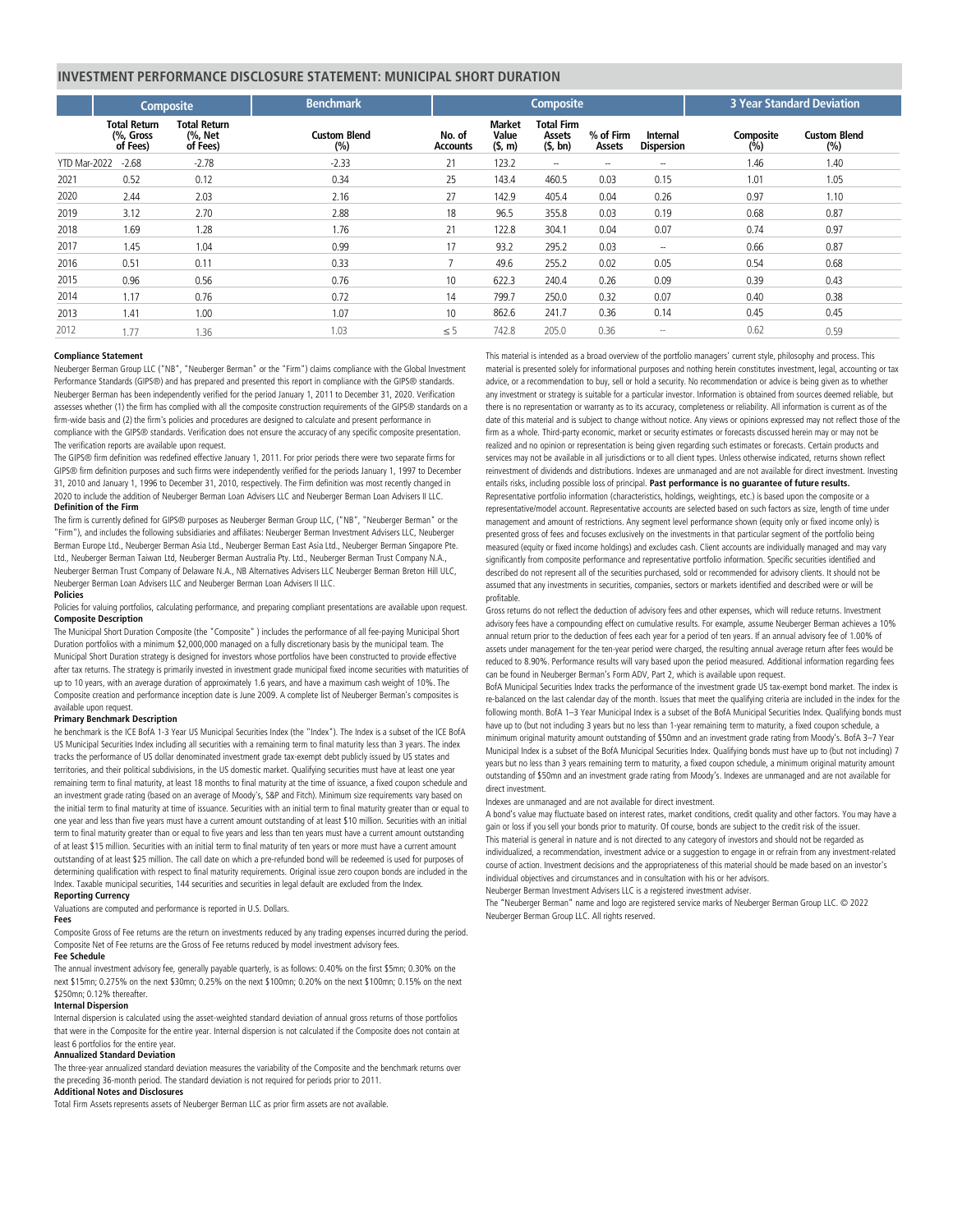## INVESTMENT PERFORMANCE DISCLOSURE STATEMENT: MUNICIPAL SHORT DURATION

| | Composite | | Benchmark | Composite | | | | | 3 Year Standard Deviation | |
|---|---|---|---|---|---|---|---|---|---|---|
| | Total Return (%, Gross of Fees) | Total Return (%, Net of Fees) | Custom Blend (%) | No. of Accounts | Market Value ($, m) | Total Firm Assets ($, bn) | % of Firm Assets | Internal Dispersion | Composite (%) | Custom Blend (%) |
| YTD Mar-2022 | -2.68 | -2.78 | -2.33 | 21 | 123.2 | -- | -- | -- | 1.46 | 1.40 |
| 2021 | 0.52 | 0.12 | 0.34 | 25 | 143.4 | 460.5 | 0.03 | 0.15 | 1.01 | 1.05 |
| 2020 | 2.44 | 2.03 | 2.16 | 27 | 142.9 | 405.4 | 0.04 | 0.26 | 0.97 | 1.10 |
| 2019 | 3.12 | 2.70 | 2.88 | 18 | 96.5 | 355.8 | 0.03 | 0.19 | 0.68 | 0.87 |
| 2018 | 1.69 | 1.28 | 1.76 | 21 | 122.8 | 304.1 | 0.04 | 0.07 | 0.74 | 0.97 |
| 2017 | 1.45 | 1.04 | 0.99 | 17 | 93.2 | 295.2 | 0.03 | -- | 0.66 | 0.87 |
| 2016 | 0.51 | 0.11 | 0.33 | 7 | 49.6 | 255.2 | 0.02 | 0.05 | 0.54 | 0.68 |
| 2015 | 0.96 | 0.56 | 0.76 | 10 | 622.3 | 240.4 | 0.26 | 0.09 | 0.39 | 0.43 |
| 2014 | 1.17 | 0.76 | 0.72 | 14 | 799.7 | 250.0 | 0.32 | 0.07 | 0.40 | 0.38 |
| 2013 | 1.41 | 1.00 | 1.07 | 10 | 862.6 | 241.7 | 0.36 | 0.14 | 0.45 | 0.45 |
| 2012 | 1.77 | 1.36 | 1.03 | ≤ 5 | 742.8 | 205.0 | 0.36 | -- | 0.62 | 0.59 |

**Compliance Statement**

Neuberger Berman Group LLC ("NB", "Neuberger Berman" or the "Firm") claims compliance with the Global Investment Performance Standards (GIPS®) and has prepared and presented this report in compliance with the GIPS® standards. Neuberger Berman has been independently verified for the period January 1, 2011 to December 31, 2020. Verification assesses whether (1) the firm has complied with all the composite construction requirements of the GIPS® standards on a firm-wide basis and (2) the firm's policies and procedures are designed to calculate and present performance in compliance with the GIPS® standards. Verification does not ensure the accuracy of any specific composite presentation. The verification reports are available upon request.

The GIPS® firm definition was redefined effective January 1, 2011. For prior periods there were two separate firms for GIPS® firm definition purposes and such firms were independently verified for the periods January 1, 1997 to December 31, 2010 and January 1, 1996 to December 31, 2010, respectively. The Firm definition was most recently changed in 2020 to include the addition of Neuberger Berman Loan Advisers LLC and Neuberger Berman Loan Advisers II LLC.

**Definition of the Firm**

The firm is currently defined for GIPS® purposes as Neuberger Berman Group LLC, ("NB", "Neuberger Berman" or the "Firm"), and includes the following subsidiaries and affiliates: Neuberger Berman Investment Advisers LLC, Neuberger Berman Europe Ltd., Neuberger Berman Asia Ltd., Neuberger Berman East Asia Ltd., Neuberger Berman Singapore Pte. Ltd., Neuberger Berman Taiwan Ltd, Neuberger Berman Australia Pty. Ltd., Neuberger Berman Trust Company N.A., Neuberger Berman Trust Company of Delaware N.A., NB Alternatives Advisers LLC Neuberger Berman Breton Hill ULC, Neuberger Berman Loan Advisers LLC and Neuberger Berman Loan Advisers II LLC.

**Policies**

Policies for valuing portfolios, calculating performance, and preparing compliant presentations are available upon request.

**Composite Description**

The Municipal Short Duration Composite (the "Composite" ) includes the performance of all fee-paying Municipal Short Duration portfolios with a minimum $2,000,000 managed on a fully discretionary basis by the municipal team. The Municipal Short Duration strategy is designed for investors whose portfolios have been constructed to provide effective after tax returns. The strategy is primarily invested in investment grade municipal fixed income securities with maturities of up to 10 years, with an average duration of approximately 1.6 years, and have a maximum cash weight of 10%. The Composite creation and performance inception date is June 2009. A complete list of Neuberger Berman's composites is available upon request.

**Primary Benchmark Description**

he benchmark is the ICE BofA 1-3 Year US Municipal Securities Index (the "Index"). The Index is a subset of the ICE BofA US Municipal Securities Index including all securities with a remaining term to final maturity less than 3 years. The index tracks the performance of US dollar denominated investment grade tax-exempt debt publicly issued by US states and territories, and their political subdivisions, in the US domestic market. Qualifying securities must have at least one year remaining term to final maturity, at least 18 months to final maturity at the time of issuance, a fixed coupon schedule and an investment grade rating (based on an average of Moody's, S&P and Fitch). Minimum size requirements vary based on the initial term to final maturity at time of issuance. Securities with an initial term to final maturity greater than or equal to one year and less than five years must have a current amount outstanding of at least $10 million. Securities with an initial term to final maturity greater than or equal to five years and less than ten years must have a current amount outstanding of at least $15 million. Securities with an initial term to final maturity of ten years or more must have a current amount outstanding of at least $25 million. The call date on which a pre-refunded bond will be redeemed is used for purposes of determining qualification with respect to final maturity requirements. Original issue zero coupon bonds are included in the Index. Taxable municipal securities, 144 securities and securities in legal default are excluded from the Index.

**Reporting Currency**

Valuations are computed and performance is reported in U.S. Dollars.

**Fees**

Composite Gross of Fee returns are the return on investments reduced by any trading expenses incurred during the period. Composite Net of Fee returns are the Gross of Fee returns reduced by model investment advisory fees.

**Fee Schedule**

The annual investment advisory fee, generally payable quarterly, is as follows: 0.40% on the first $5mn; 0.30% on the next $15mn; 0.275% on the next $30mn; 0.25% on the next $100mn; 0.20% on the next $100mn; 0.15% on the next $250mn; 0.12% thereafter.

**Internal Dispersion**

Internal dispersion is calculated using the asset-weighted standard deviation of annual gross returns of those portfolios that were in the Composite for the entire year. Internal dispersion is not calculated if the Composite does not contain at least 6 portfolios for the entire year.

**Annualized Standard Deviation**

The three-year annualized standard deviation measures the variability of the Composite and the benchmark returns over the preceding 36-month period. The standard deviation is not required for periods prior to 2011.

**Additional Notes and Disclosures**

Total Firm Assets represents assets of Neuberger Berman LLC as prior firm assets are not available.

This material is intended as a broad overview of the portfolio managers' current style, philosophy and process. This material is presented solely for informational purposes and nothing herein constitutes investment, legal, accounting or tax advice, or a recommendation to buy, sell or hold a security. No recommendation or advice is being given as to whether any investment or strategy is suitable for a particular investor. Information is obtained from sources deemed reliable, but there is no representation or warranty as to its accuracy, completeness or reliability. All information is current as of the date of this material and is subject to change without notice. Any views or opinions expressed may not reflect those of the firm as a whole. Third-party economic, market or security estimates or forecasts discussed herein may or may not be realized and no opinion or representation is being given regarding such estimates or forecasts. Certain products and services may not be available in all jurisdictions or to all client types. Unless otherwise indicated, returns shown reflect reinvestment of dividends and distributions. Indexes are unmanaged and are not available for direct investment. Investing entails risks, including possible loss of principal. **Past performance is no guarantee of future results.**

Representative portfolio information (characteristics, holdings, weightings, etc.) is based upon the composite or a representative/model account. Representative accounts are selected based on such factors as size, length of time under management and amount of restrictions. Any segment level performance shown (equity only or fixed income only) is presented gross of fees and focuses exclusively on the investments in that particular segment of the portfolio being measured (equity or fixed income holdings) and excludes cash. Client accounts are individually managed and may vary significantly from composite performance and representative portfolio information. Specific securities identified and described do not represent all of the securities purchased, sold or recommended for advisory clients. It should not be assumed that any investments in securities, companies, sectors or markets identified and described were or will be profitable.

Gross returns do not reflect the deduction of advisory fees and other expenses, which will reduce returns. Investment advisory fees have a compounding effect on cumulative results. For example, assume Neuberger Berman achieves a 10% annual return prior to the deduction of fees each year for a period of ten years. If an annual advisory fee of 1.00% of assets under management for the ten-year period were charged, the resulting annual average return after fees would be reduced to 8.90%. Performance results will vary based upon the period measured. Additional information regarding fees can be found in Neuberger Berman's Form ADV, Part 2, which is available upon request.

BofA Municipal Securities Index tracks the performance of the investment grade US tax-exempt bond market. The index is re-balanced on the last calendar day of the month. Issues that meet the qualifying criteria are included in the index for the following month. BofA 1–3 Year Municipal Index is a subset of the BofA Municipal Securities Index. Qualifying bonds must have up to (but not including 3 years but no less than 1-year remaining term to maturity, a fixed coupon schedule, a minimum original maturity amount outstanding of $50mn and an investment grade rating from Moody's. BofA 3–7 Year Municipal Index is a subset of the BofA Municipal Securities Index. Qualifying bonds must have up to (but not including) 7 years but no less than 3 years remaining term to maturity, a fixed coupon schedule, a minimum original maturity amount outstanding of $50mn and an investment grade rating from Moody's. Indexes are unmanaged and are not available for direct investment.

Indexes are unmanaged and are not available for direct investment.

A bond's value may fluctuate based on interest rates, market conditions, credit quality and other factors. You may have a gain or loss if you sell your bonds prior to maturity. Of course, bonds are subject to the credit risk of the issuer.

This material is general in nature and is not directed to any category of investors and should not be regarded as individualized, a recommendation, investment advice or a suggestion to engage in or refrain from any investment-related course of action. Investment decisions and the appropriateness of this material should be made based on an investor's individual objectives and circumstances and in consultation with his or her advisors.

Neuberger Berman Investment Advisers LLC is a registered investment adviser.

The "Neuberger Berman" name and logo are registered service marks of Neuberger Berman Group LLC. © 2022 Neuberger Berman Group LLC. All rights reserved.